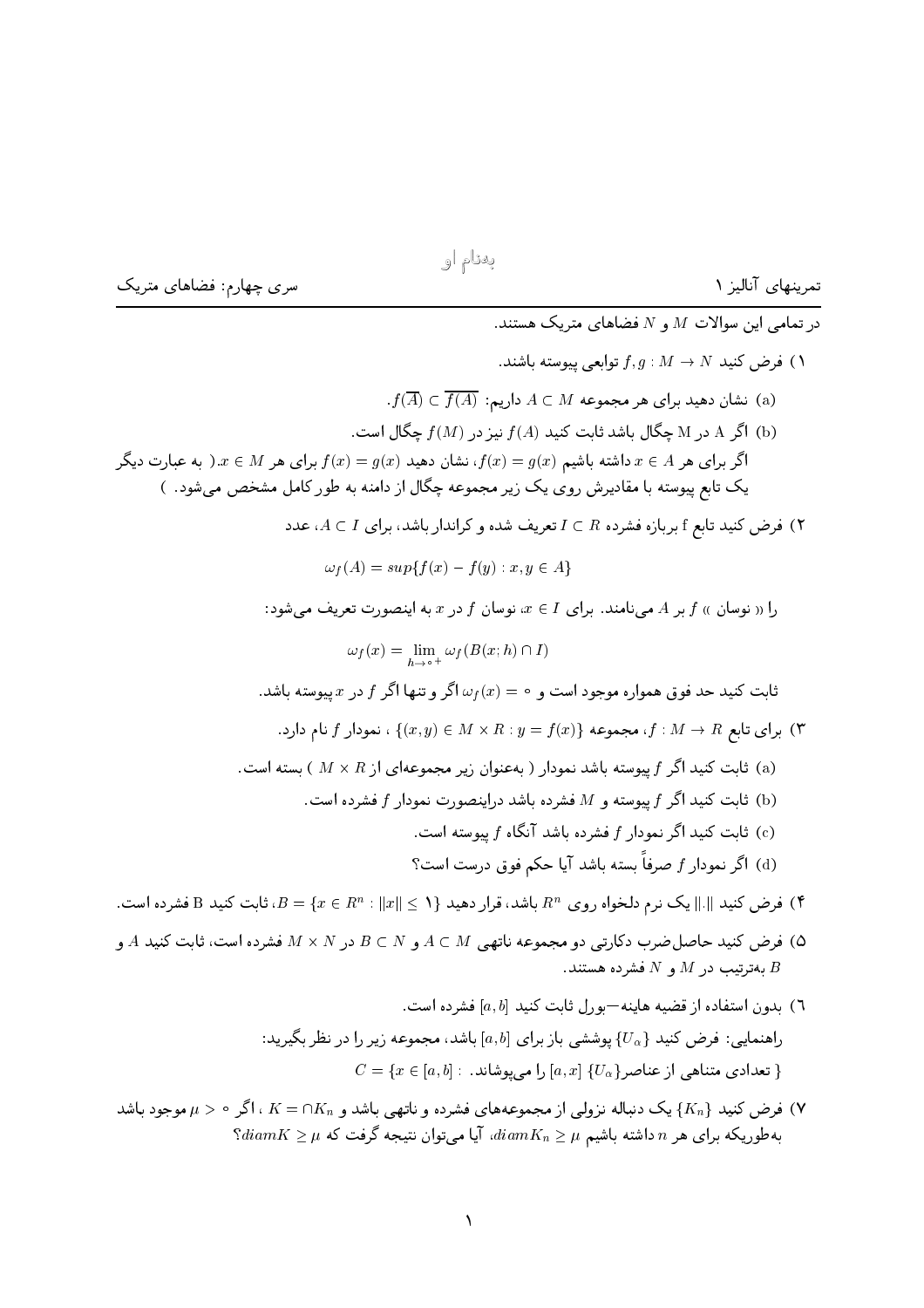به‌نام او

تمرینهای آنالیز ۱ — سری چهارم: فضاهای متریک

در تمامی این سوالات $M$ و $N$ فضاهای متریک هستند.

۱) فرض کنید $f, g : M \to N$ توابعی پیوسته باشند.

(a) نشان دهید برای هر مجموعه $A \subset M$ داریم: $f(\overline{A}) \subset \overline{f(A)}$.

(b) اگر A در M چگال باشد ثابت کنید $f(A)$ نیز در $f(M)$ چگال است.

اگر برای هر $x \in A$ داشته باشیم $f(x) = g(x)$، نشان دهید $f(x) = g(x)$ برای هر $x \in M$.( به عبارت دیگر یک تابع پیوسته با مقادیرش روی یک زیر مجموعه چگال از دامنه به طور کامل مشخص می‌شود. )

۲) فرض کنید تابع f بربازه فشرده $I \subset R$ تعریف شده و کراندار باشد، برای $A \subset I$، عدد

$$\omega_f(A) = sup\{f(x) - f(y) : x, y \in A\}$$

را « نوسان » $f$ بر $A$ می‌نامند. برای $x \in I$، نوسان $f$ در $x$ به اینصورت تعریف می‌شود:

$$\omega_f(x) = \lim_{h \to 0^+} \omega_f(B(x; h) \cap I)$$

ثابت کنید حد فوق همواره موجود است و $\omega_f(x) = 0$ اگر و تنها اگر $f$ در $x$ پیوسته باشد.

۳) برای تابع $f : M \to R$، مجموعه $\{(x, y) \in M \times R : y = f(x)\}$ ، نمودار $f$ نام دارد.

(a) ثابت کنید اگر $f$ پیوسته باشد نمودار ( به‌عنوان زیر مجموعه‌ای از $M \times R$ ) بسته است.

(b) ثابت کنید اگر $f$ پیوسته و $M$ فشرده باشد دراینصورت نمودار $f$ فشرده است.

(c) ثابت کنید اگر نمودار $f$ فشرده باشد آنگاه $f$ پیوسته است.

(d) اگر نمودار $f$ صرفاً بسته باشد آیا حکم فوق درست است؟

۴) فرض کنید $\|.\|$ یک نرم دلخواه روی $R^n$ باشد، قرار دهید $B = \{x \in R^n : \|x\| \leq 1\}$، ثابت کنید B فشرده است.

۵) فرض کنید حاصل‌ضرب دکارتی دو مجموعه ناتهی $A \subset M$ و $B \subset N$ در $M \times N$ فشرده است، ثابت کنید $A$ و $B$ به‌ترتیب در $M$ و $N$ فشرده هستند.

۶) بدون استفاده از قضیه هاینه—بورل ثابت کنید $[a, b]$ فشرده است.

راهنمایی: فرض کنید $\{U_\alpha\}$ پوششی باز برای $[a, b]$ باشد، مجموعه زیر را در نظر بگیرید:

$C = \{x \in [a, b] :$ تعدادی متناهی از عناصر $\{U_\alpha\}$ $[a, x]$ را می‌پوشاند. $\}$

۷) فرض کنید $\{K_n\}$ یک دنباله نزولی از مجموعه‌های فشرده و ناتهی باشد و $K = \cap K_n$ ، اگر $\mu > 0$ موجود باشد به‌طوریکه برای هر $n$ داشته باشیم $diam K_n \geq \mu$، آیا می‌توان نتیجه گرفت که $diam K \geq \mu$؟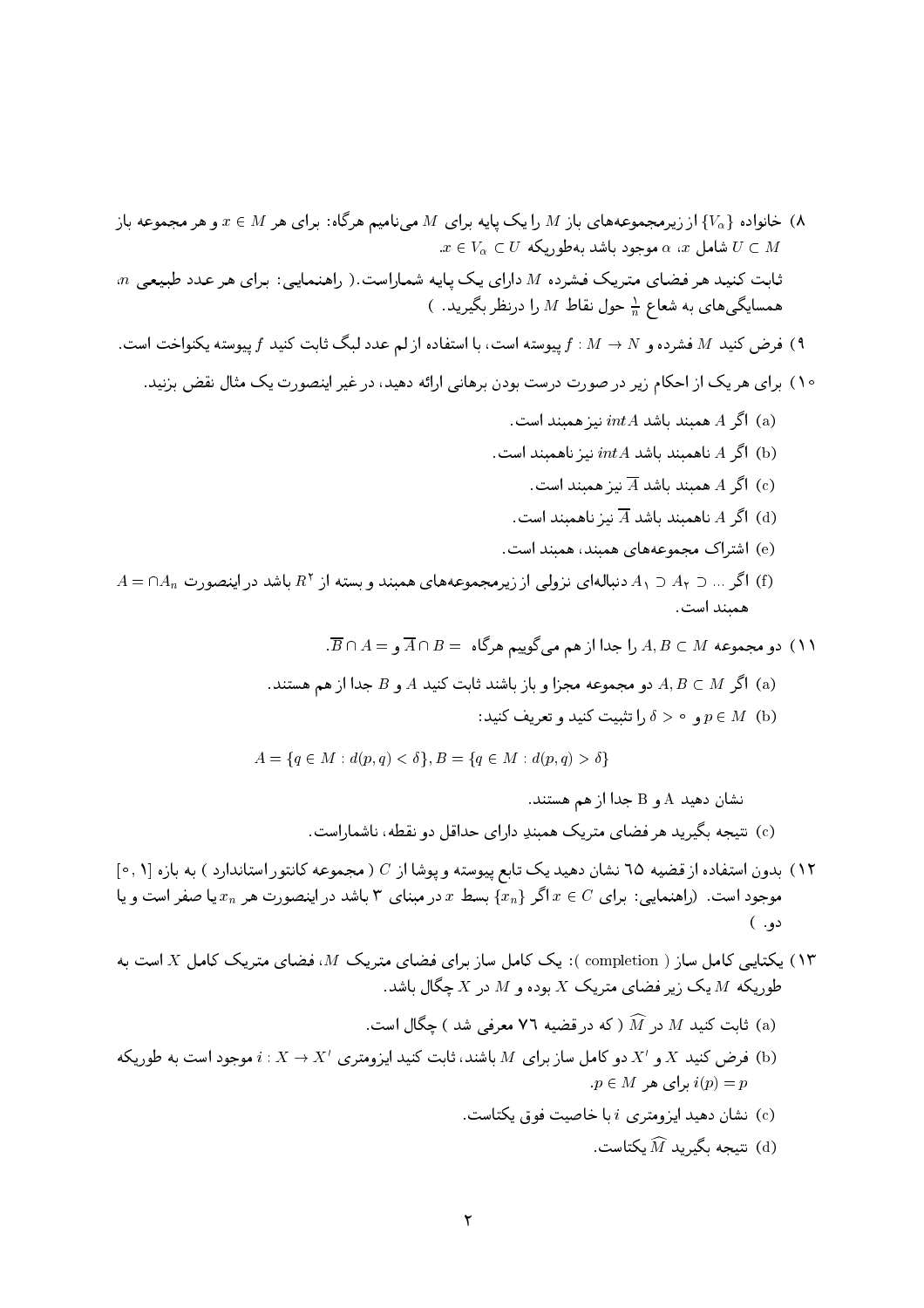۸) خانواده $\{V_\alpha\}$ از زیرمجموعه‌های باز $M$ را یک پایه برای $M$ می‌نامیم هرگاه: برای هر $x \in M$ و هر مجموعه باز $U \subset M$ شامل $x$، $\alpha$ موجود باشد به‌طوریکه $x \in V_\alpha \subset U$.

ثابت کنید هر فضای متریک فشرده $M$ دارای یک پایه شماراست. ( راهنمایی: برای هر عدد طبیعی $n$، همسایگی‌های به شعاع $\frac{1}{n}$ حول نقاط $M$ را درنظر بگیرید. )

۹) فرض کنید $M$ فشرده و $f : M \to N$ پیوسته است، با استفاده از لم عدد لبگ ثابت کنید $f$ پیوسته یکنواخت است.

۱۰) برای هر یک از احکام زیر در صورت درست بودن برهانی ارائه دهید، در غیر اینصورت یک مثال نقض بزنید.

(a) اگر $A$ همبند باشد $intA$ نیز همبند است.

(b) اگر $A$ ناهمبند باشد $intA$ نیز ناهمبند است.

(c) اگر $A$ همبند باشد $\overline{A}$ نیز همبند است.

(d) اگر $A$ ناهمبند باشد $\overline{A}$ نیز ناهمبند است.

(e) اشتراک مجموعه‌های همبند، همبند است.

(f) اگر $A_1 \supset A_2 \supset \dots$ دنباله‌ای نزولی از زیرمجموعه‌های همبند و بسته از $R^2$ باشد در اینصورت $A = \cap A_n$ همبند است.

۱۱) دو مجموعه $A, B \subset M$ را جدا از هم می‌گوییم هرگاه $\overline{A} \cap B = \emptyset$ و $A \cap \overline{B} = \emptyset$.

(a) اگر $A, B \subset M$ دو مجموعه مجزا و باز باشند ثابت کنید $A$ و $B$ جدا از هم هستند.

(b) $p \in M$ و $\delta > 0$ را تثبیت کنید و تعریف کنید:

$$A = \{q \in M : d(p,q) < \delta\}, B = \{q \in M : d(p,q) > \delta\}$$

نشان دهید A و B جدا از هم هستند.

(c) نتیجه بگیرید هر فضای متریک همبندِ دارای حداقل دو نقطه، ناشماراست.

۱۲) بدون استفاده از قضیه ٦۵ نشان دهید یک تابع پیوسته و پوشا از $C$ ( مجموعه کانتور استاندارد ) به بازه $[0, 1]$ موجود است. (راهنمایی: برای $x \in C$ اگر $\{x_n\}$ بسط $x$ در مبنای ۳ باشد در اینصورت هر $x_n$ یا صفر است و یا دو. )

۱۳) یکتایی کامل ساز ( completion ): یک کامل ساز برای فضای متریک $M$، فضای متریک کامل $X$ است به طوریکه $M$ یک زیر فضای متریک $X$ بوده و $M$ در $X$ چگال باشد.

(a) ثابت کنید $M$ در $\widehat{M}$ ( که در قضیه ٧٦ معرفی شد ) چگال است.

(b) فرض کنید $X$ و $X'$ دو کامل ساز برای $M$ باشند، ثابت کنید ایزومتری $i : X \to X'$ موجود است به طوریکه $i(p) = p$ برای هر $p \in M$.

(c) نشان دهید ایزومتری $i$ با خاصیت فوق یکتاست.

(d) نتیجه بگیرید $\widehat{M}$ یکتاست.